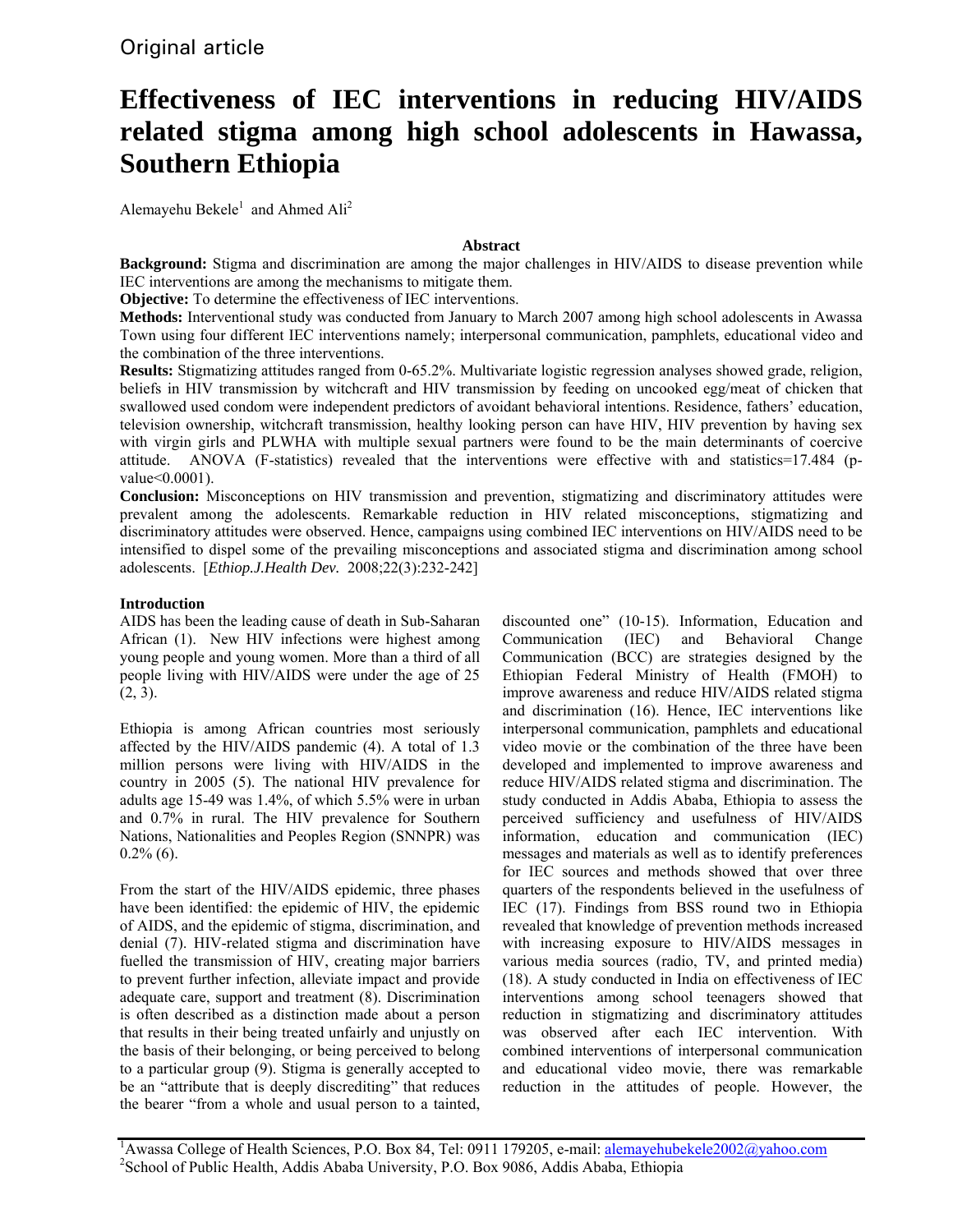Original article

# Effectiveness of IEC interventions in reducing HIV/AIDS related stigma among high school adolescents in Hawassa, Southern Ethiopia

Alemayehu Bekele[1] and Ahmed Ali[2]

## Abstract

**Background:** Stigma and discrimination are among the major challenges in HIV/AIDS to disease prevention while IEC interventions are among the mechanisms to mitigate them.

**Objective:** To determine the effectiveness of IEC interventions.

**Methods:** Interventional study was conducted from January to March 2007 among high school adolescents in Awassa Town using four different IEC interventions namely; interpersonal communication, pamphlets, educational video and the combination of the three interventions.

**Results:** Stigmatizing attitudes ranged from 0-65.2%. Multivariate logistic regression analyses showed grade, religion, beliefs in HIV transmission by witchcraft and HIV transmission by feeding on uncooked egg/meat of chicken that swallowed used condom were independent predictors of avoidant behavioral intentions. Residence, fathers' education, television ownership, witchcraft transmission, healthy looking person can have HIV, HIV prevention by having sex with virgin girls and PLWHA with multiple sexual partners were found to be the main determinants of coercive attitude. ANOVA (F-statistics) revealed that the interventions were effective with and statistics=17.484 (p-value<0.0001).

**Conclusion:** Misconceptions on HIV transmission and prevention, stigmatizing and discriminatory attitudes were prevalent among the adolescents. Remarkable reduction in HIV related misconceptions, stigmatizing and discriminatory attitudes were observed. Hence, campaigns using combined IEC interventions on HIV/AIDS need to be intensified to dispel some of the prevailing misconceptions and associated stigma and discrimination among school adolescents. [*Ethiop.J.Health Dev.* 2008;22(3):232-242]

## Introduction

AIDS has been the leading cause of death in Sub-Saharan African (1). New HIV infections were highest among young people and young women. More than a third of all people living with HIV/AIDS were under the age of 25 (2, 3).

Ethiopia is among African countries most seriously affected by the HIV/AIDS pandemic (4). A total of 1.3 million persons were living with HIV/AIDS in the country in 2005 (5). The national HIV prevalence for adults age 15-49 was 1.4%, of which 5.5% were in urban and 0.7% in rural. The HIV prevalence for Southern Nations, Nationalities and Peoples Region (SNNPR) was 0.2% (6).

From the start of the HIV/AIDS epidemic, three phases have been identified: the epidemic of HIV, the epidemic of AIDS, and the epidemic of stigma, discrimination, and denial (7). HIV-related stigma and discrimination have fuelled the transmission of HIV, creating major barriers to prevent further infection, alleviate impact and provide adequate care, support and treatment (8). Discrimination is often described as a distinction made about a person that results in their being treated unfairly and unjustly on the basis of their belonging, or being perceived to belong to a particular group (9). Stigma is generally accepted to be an "attribute that is deeply discrediting" that reduces the bearer "from a whole and usual person to a tainted, discounted one" (10-15). Information, Education and Communication (IEC) and Behavioral Change Communication (BCC) are strategies designed by the Ethiopian Federal Ministry of Health (FMOH) to improve awareness and reduce HIV/AIDS related stigma and discrimination (16). Hence, IEC interventions like interpersonal communication, pamphlets and educational video movie or the combination of the three have been developed and implemented to improve awareness and reduce HIV/AIDS related stigma and discrimination. The study conducted in Addis Ababa, Ethiopia to assess the perceived sufficiency and usefulness of HIV/AIDS information, education and communication (IEC) messages and materials as well as to identify preferences for IEC sources and methods showed that over three quarters of the respondents believed in the usefulness of IEC (17). Findings from BSS round two in Ethiopia revealed that knowledge of prevention methods increased with increasing exposure to HIV/AIDS messages in various media sources (radio, TV, and printed media) (18). A study conducted in India on effectiveness of IEC interventions among school teenagers showed that reduction in stigmatizing and discriminatory attitudes was observed after each IEC intervention. With combined interventions of interpersonal communication and educational video movie, there was remarkable reduction in the attitudes of people. However, the

[1]Awassa College of Health Sciences, P.O. Box 84, Tel: 0911 179205, e-mail: alemayehubekele2002@yahoo.com
[2]School of Public Health, Addis Ababa University, P.O. Box 9086, Addis Ababa, Ethiopia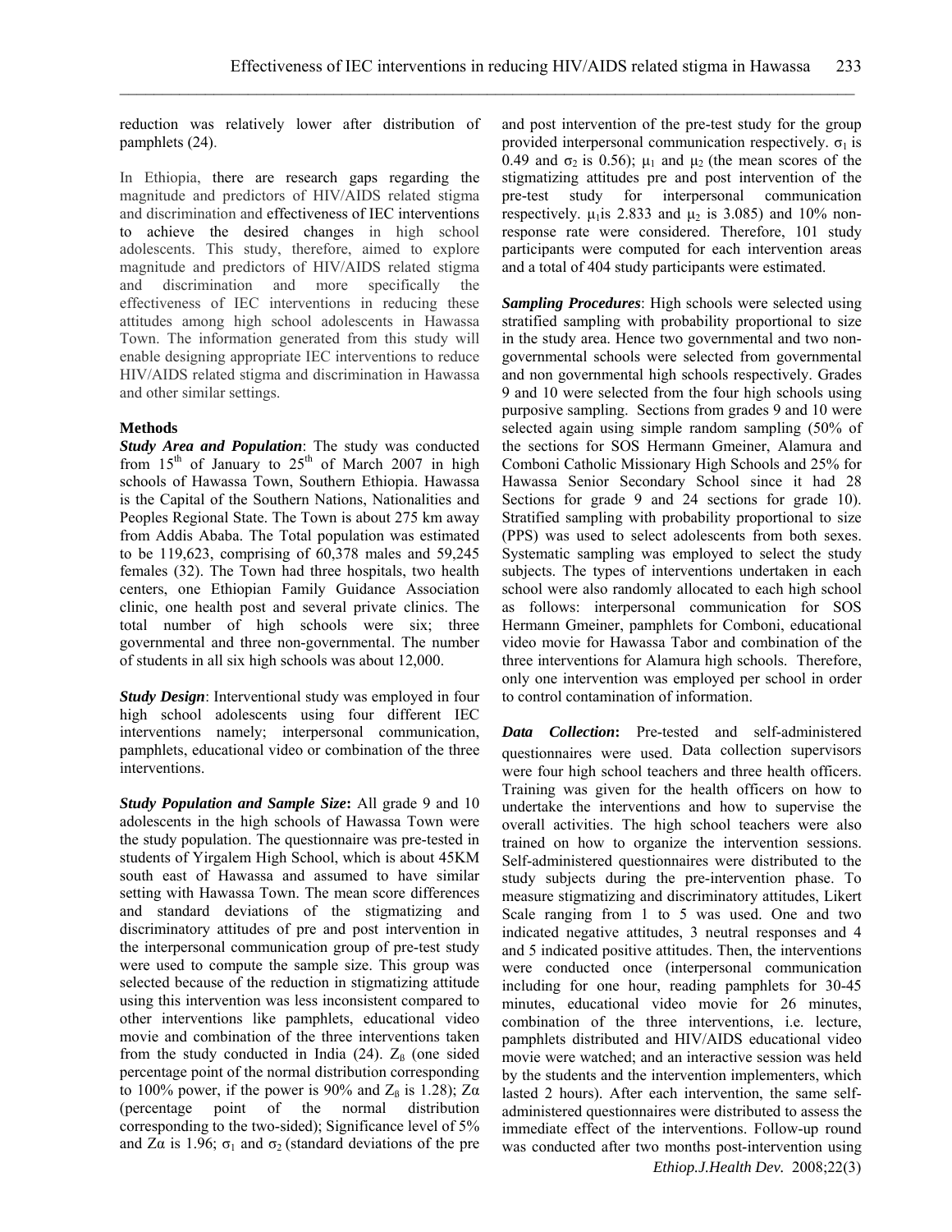reduction was relatively lower after distribution of pamphlets (24).

In Ethiopia, there are research gaps regarding the magnitude and predictors of HIV/AIDS related stigma and discrimination and effectiveness of IEC interventions to achieve the desired changes in high school adolescents. This study, therefore, aimed to explore magnitude and predictors of HIV/AIDS related stigma and discrimination and more specifically the effectiveness of IEC interventions in reducing these attitudes among high school adolescents in Hawassa Town. The information generated from this study will enable designing appropriate IEC interventions to reduce HIV/AIDS related stigma and discrimination in Hawassa and other similar settings.

## Methods

***Study Area and Population***: The study was conducted from 15th of January to 25th of March 2007 in high schools of Hawassa Town, Southern Ethiopia. Hawassa is the Capital of the Southern Nations, Nationalities and Peoples Regional State. The Town is about 275 km away from Addis Ababa. The Total population was estimated to be 119,623, comprising of 60,378 males and 59,245 females (32). The Town had three hospitals, two health centers, one Ethiopian Family Guidance Association clinic, one health post and several private clinics. The total number of high schools were six; three governmental and three non-governmental. The number of students in all six high schools was about 12,000.

***Study Design***: Interventional study was employed in four high school adolescents using four different IEC interventions namely; interpersonal communication, pamphlets, educational video or combination of the three interventions.

***Study Population and Sample Size***: All grade 9 and 10 adolescents in the high schools of Hawassa Town were the study population. The questionnaire was pre-tested in students of Yirgalem High School, which is about 45KM south east of Hawassa and assumed to have similar setting with Hawassa Town. The mean score differences and standard deviations of the stigmatizing and discriminatory attitudes of pre and post intervention in the interpersonal communication group of pre-test study were used to compute the sample size. This group was selected because of the reduction in stigmatizing attitude using this intervention was less inconsistent compared to other interventions like pamphlets, educational video movie and combination of the three interventions taken from the study conducted in India (24). $Z_\beta$ (one sided percentage point of the normal distribution corresponding to 100% power, if the power is 90% and $Z_\beta$ is 1.28); $Z\alpha$ (percentage point of the normal distribution corresponding to the two-sided); Significance level of 5% and $Z\alpha$ is 1.96; $\sigma_1$ and $\sigma_2$ (standard deviations of the pre and post intervention of the pre-test study for the group provided interpersonal communication respectively. $\sigma_1$ is 0.49 and $\sigma_2$ is 0.56); $\mu_1$ and $\mu_2$ (the mean scores of the stigmatizing attitudes pre and post intervention of the pre-test study for interpersonal communication respectively. $\mu_1$is 2.833 and $\mu_2$ is 3.085) and 10% non-response rate were considered. Therefore, 101 study participants were computed for each intervention areas and a total of 404 study participants were estimated.

***Sampling Procedures***: High schools were selected using stratified sampling with probability proportional to size in the study area. Hence two governmental and two non-governmental schools were selected from governmental and non governmental high schools respectively. Grades 9 and 10 were selected from the four high schools using purposive sampling. Sections from grades 9 and 10 were selected again using simple random sampling (50% of the sections for SOS Hermann Gmeiner, Alamura and Comboni Catholic Missionary High Schools and 25% for Hawassa Senior Secondary School since it had 28 Sections for grade 9 and 24 sections for grade 10). Stratified sampling with probability proportional to size (PPS) was used to select adolescents from both sexes. Systematic sampling was employed to select the study subjects. The types of interventions undertaken in each school were also randomly allocated to each high school as follows: interpersonal communication for SOS Hermann Gmeiner, pamphlets for Comboni, educational video movie for Hawassa Tabor and combination of the three interventions for Alamura high schools. Therefore, only one intervention was employed per school in order to control contamination of information.

***Data Collection***: Pre-tested and self-administered questionnaires were used. Data collection supervisors were four high school teachers and three health officers. Training was given for the health officers on how to undertake the interventions and how to supervise the overall activities. The high school teachers were also trained on how to organize the intervention sessions. Self-administered questionnaires were distributed to the study subjects during the pre-intervention phase. To measure stigmatizing and discriminatory attitudes, Likert Scale ranging from 1 to 5 was used. One and two indicated negative attitudes, 3 neutral responses and 4 and 5 indicated positive attitudes. Then, the interventions were conducted once (interpersonal communication including for one hour, reading pamphlets for 30-45 minutes, educational video movie for 26 minutes, combination of the three interventions, i.e. lecture, pamphlets distributed and HIV/AIDS educational video movie were watched; and an interactive session was held by the students and the intervention implementers, which lasted 2 hours). After each intervention, the same self-administered questionnaires were distributed to assess the immediate effect of the interventions. Follow-up round was conducted after two months post-intervention using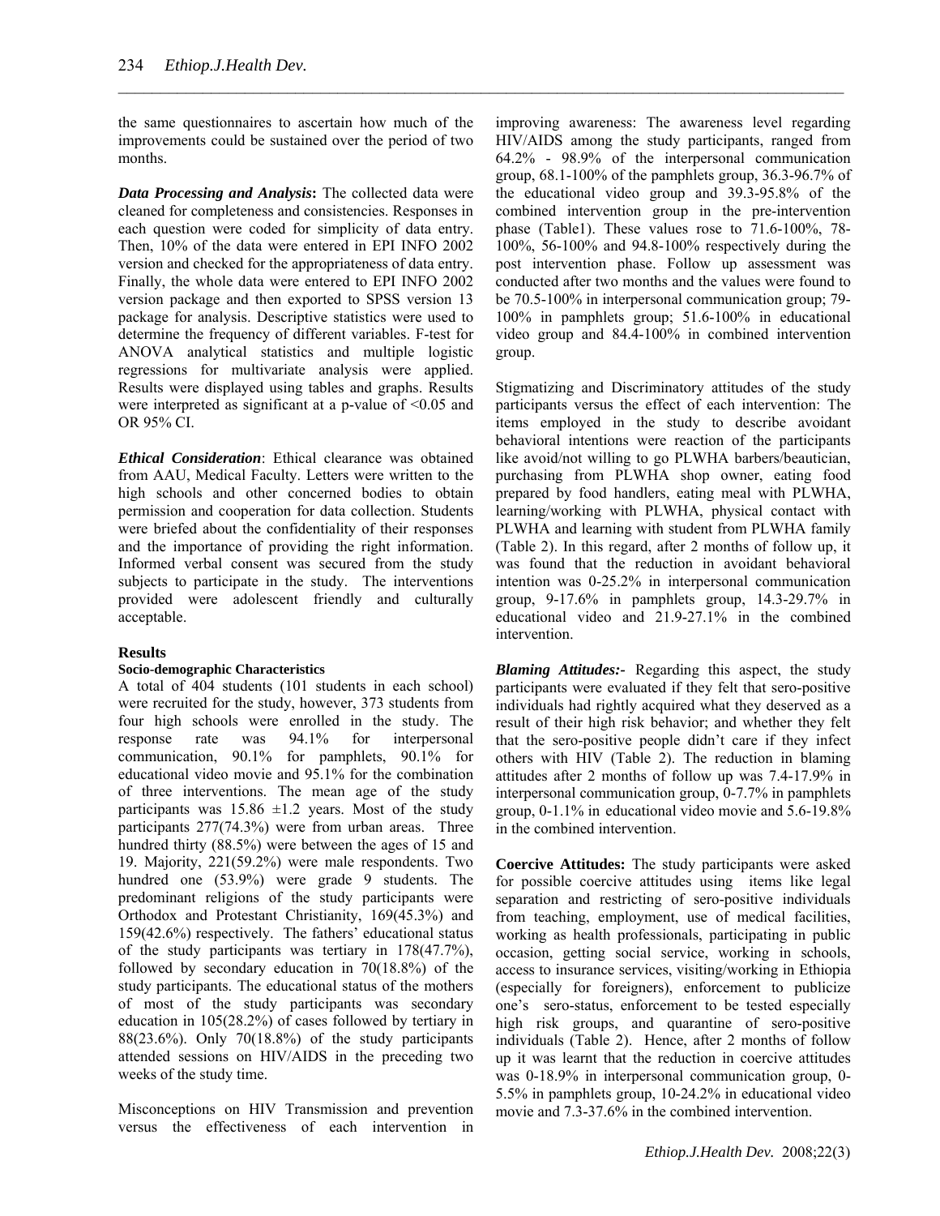the same questionnaires to ascertain how much of the improvements could be sustained over the period of two months.

***Data Processing and Analysis*:** The collected data were cleaned for completeness and consistencies. Responses in each question were coded for simplicity of data entry. Then, 10% of the data were entered in EPI INFO 2002 version and checked for the appropriateness of data entry. Finally, the whole data were entered to EPI INFO 2002 version package and then exported to SPSS version 13 package for analysis. Descriptive statistics were used to determine the frequency of different variables. F-test for ANOVA analytical statistics and multiple logistic regressions for multivariate analysis were applied. Results were displayed using tables and graphs. Results were interpreted as significant at a p-value of <0.05 and OR 95% CI.

***Ethical Consideration***: Ethical clearance was obtained from AAU, Medical Faculty. Letters were written to the high schools and other concerned bodies to obtain permission and cooperation for data collection. Students were briefed about the confidentiality of their responses and the importance of providing the right information. Informed verbal consent was secured from the study subjects to participate in the study. The interventions provided were adolescent friendly and culturally acceptable.

## Results

### Socio-demographic Characteristics

A total of 404 students (101 students in each school) were recruited for the study, however, 373 students from four high schools were enrolled in the study. The response rate was 94.1% for interpersonal communication, 90.1% for pamphlets, 90.1% for educational video movie and 95.1% for the combination of three interventions. The mean age of the study participants was 15.86 ±1.2 years. Most of the study participants 277(74.3%) were from urban areas. Three hundred thirty (88.5%) were between the ages of 15 and 19. Majority, 221(59.2%) were male respondents. Two hundred one (53.9%) were grade 9 students. The predominant religions of the study participants were Orthodox and Protestant Christianity, 169(45.3%) and 159(42.6%) respectively. The fathers' educational status of the study participants was tertiary in 178(47.7%), followed by secondary education in 70(18.8%) of the study participants. The educational status of the mothers of most of the study participants was secondary education in 105(28.2%) of cases followed by tertiary in 88(23.6%). Only 70(18.8%) of the study participants attended sessions on HIV/AIDS in the preceding two weeks of the study time.

Misconceptions on HIV Transmission and prevention versus the effectiveness of each intervention in improving awareness: The awareness level regarding HIV/AIDS among the study participants, ranged from 64.2% - 98.9% of the interpersonal communication group, 68.1-100% of the pamphlets group, 36.3-96.7% of the educational video group and 39.3-95.8% of the combined intervention group in the pre-intervention phase (Table1). These values rose to 71.6-100%, 78-100%, 56-100% and 94.8-100% respectively during the post intervention phase. Follow up assessment was conducted after two months and the values were found to be 70.5-100% in interpersonal communication group; 79-100% in pamphlets group; 51.6-100% in educational video group and 84.4-100% in combined intervention group.

Stigmatizing and Discriminatory attitudes of the study participants versus the effect of each intervention: The items employed in the study to describe avoidant behavioral intentions were reaction of the participants like avoid/not willing to go PLWHA barbers/beautician, purchasing from PLWHA shop owner, eating food prepared by food handlers, eating meal with PLWHA, learning/working with PLWHA, physical contact with PLWHA and learning with student from PLWHA family (Table 2). In this regard, after 2 months of follow up, it was found that the reduction in avoidant behavioral intention was 0-25.2% in interpersonal communication group, 9-17.6% in pamphlets group, 14.3-29.7% in educational video and 21.9-27.1% in the combined intervention.

***Blaming Attitudes:-*** Regarding this aspect, the study participants were evaluated if they felt that sero-positive individuals had rightly acquired what they deserved as a result of their high risk behavior; and whether they felt that the sero-positive people didn't care if they infect others with HIV (Table 2). The reduction in blaming attitudes after 2 months of follow up was 7.4-17.9% in interpersonal communication group, 0-7.7% in pamphlets group, 0-1.1% in educational video movie and 5.6-19.8% in the combined intervention.

**Coercive Attitudes:** The study participants were asked for possible coercive attitudes using items like legal separation and restricting of sero-positive individuals from teaching, employment, use of medical facilities, working as health professionals, participating in public occasion, getting social service, working in schools, access to insurance services, visiting/working in Ethiopia (especially for foreigners), enforcement to publicize one's sero-status, enforcement to be tested especially high risk groups, and quarantine of sero-positive individuals (Table 2). Hence, after 2 months of follow up it was learnt that the reduction in coercive attitudes was 0-18.9% in interpersonal communication group, 0-5.5% in pamphlets group, 10-24.2% in educational video movie and 7.3-37.6% in the combined intervention.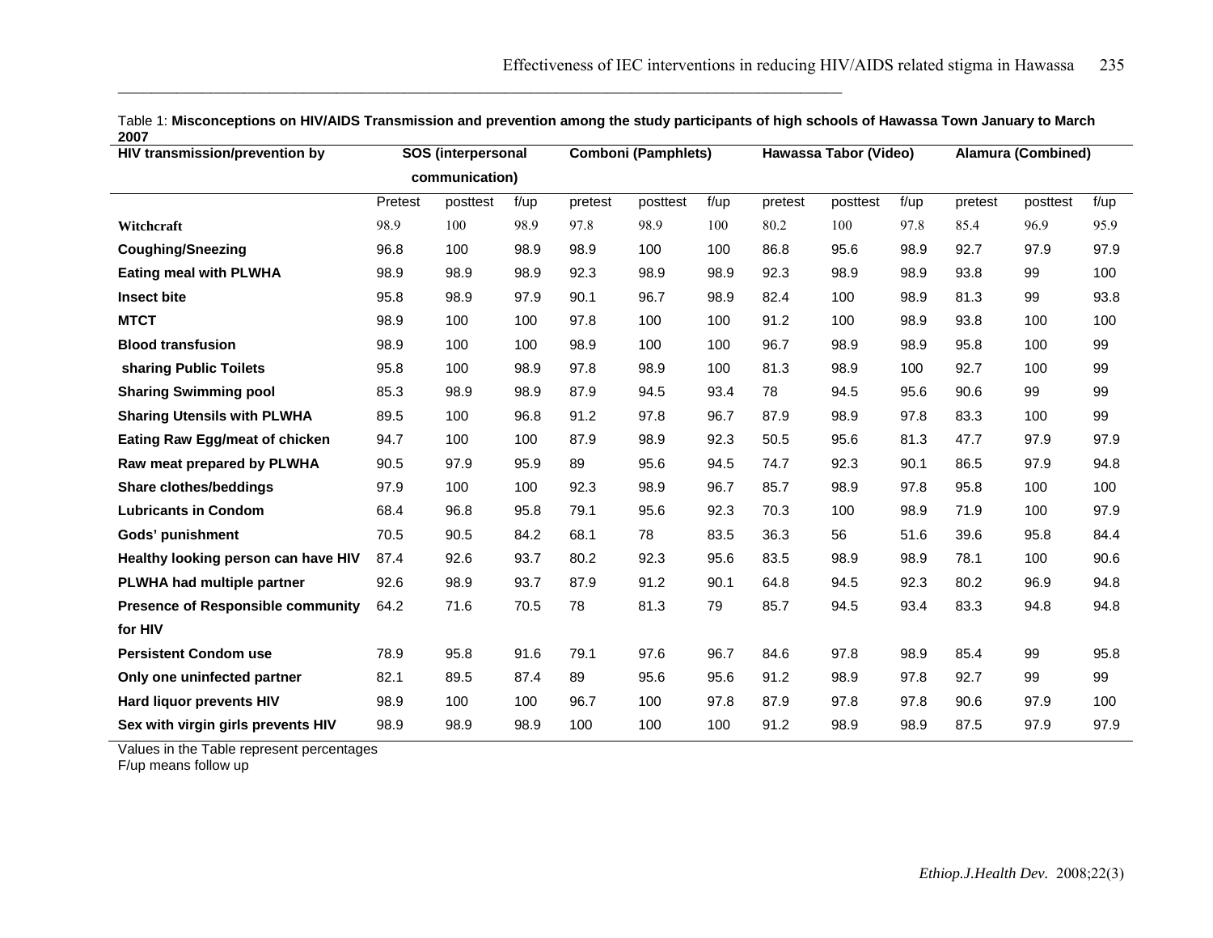Table 1: **Misconceptions on HIV/AIDS Transmission and prevention among the study participants of high schools of Hawassa Town January to March 2007**

| HIV transmission/prevention by | SOS (interpersonal communication) | | | Comboni (Pamphlets) | | | Hawassa Tabor (Video) | | | Alamura (Combined) | | |
|---|---|---|---|---|---|---|---|---|---|---|---|---|
| | Pretest | posttest | f/up | pretest | posttest | f/up | pretest | posttest | f/up | pretest | posttest | f/up |
| **Witchcraft** | 98.9 | 100 | 98.9 | 97.8 | 98.9 | 100 | 80.2 | 100 | 97.8 | 85.4 | 96.9 | 95.9 |
| **Coughing/Sneezing** | 96.8 | 100 | 98.9 | 98.9 | 100 | 100 | 86.8 | 95.6 | 98.9 | 92.7 | 97.9 | 97.9 |
| **Eating meal with PLWHA** | 98.9 | 98.9 | 98.9 | 92.3 | 98.9 | 98.9 | 92.3 | 98.9 | 98.9 | 93.8 | 99 | 100 |
| **Insect bite** | 95.8 | 98.9 | 97.9 | 90.1 | 96.7 | 98.9 | 82.4 | 100 | 98.9 | 81.3 | 99 | 93.8 |
| **MTCT** | 98.9 | 100 | 100 | 97.8 | 100 | 100 | 91.2 | 100 | 98.9 | 93.8 | 100 | 100 |
| **Blood transfusion** | 98.9 | 100 | 100 | 98.9 | 100 | 100 | 96.7 | 98.9 | 98.9 | 95.8 | 100 | 99 |
| **sharing Public Toilets** | 95.8 | 100 | 98.9 | 97.8 | 98.9 | 100 | 81.3 | 98.9 | 100 | 92.7 | 100 | 99 |
| **Sharing Swimming pool** | 85.3 | 98.9 | 98.9 | 87.9 | 94.5 | 93.4 | 78 | 94.5 | 95.6 | 90.6 | 99 | 99 |
| **Sharing Utensils with PLWHA** | 89.5 | 100 | 96.8 | 91.2 | 97.8 | 96.7 | 87.9 | 98.9 | 97.8 | 83.3 | 100 | 99 |
| **Eating Raw Egg/meat of chicken** | 94.7 | 100 | 100 | 87.9 | 98.9 | 92.3 | 50.5 | 95.6 | 81.3 | 47.7 | 97.9 | 97.9 |
| **Raw meat prepared by PLWHA** | 90.5 | 97.9 | 95.9 | 89 | 95.6 | 94.5 | 74.7 | 92.3 | 90.1 | 86.5 | 97.9 | 94.8 |
| **Share clothes/beddings** | 97.9 | 100 | 100 | 92.3 | 98.9 | 96.7 | 85.7 | 98.9 | 97.8 | 95.8 | 100 | 100 |
| **Lubricants in Condom** | 68.4 | 96.8 | 95.8 | 79.1 | 95.6 | 92.3 | 70.3 | 100 | 98.9 | 71.9 | 100 | 97.9 |
| **Gods' punishment** | 70.5 | 90.5 | 84.2 | 68.1 | 78 | 83.5 | 36.3 | 56 | 51.6 | 39.6 | 95.8 | 84.4 |
| **Healthy looking person can have HIV** | 87.4 | 92.6 | 93.7 | 80.2 | 92.3 | 95.6 | 83.5 | 98.9 | 98.9 | 78.1 | 100 | 90.6 |
| **PLWHA had multiple partner** | 92.6 | 98.9 | 93.7 | 87.9 | 91.2 | 90.1 | 64.8 | 94.5 | 92.3 | 80.2 | 96.9 | 94.8 |
| **Presence of Responsible community for HIV** | 64.2 | 71.6 | 70.5 | 78 | 81.3 | 79 | 85.7 | 94.5 | 93.4 | 83.3 | 94.8 | 94.8 |
| **Persistent Condom use** | 78.9 | 95.8 | 91.6 | 79.1 | 97.6 | 96.7 | 84.6 | 97.8 | 98.9 | 85.4 | 99 | 95.8 |
| **Only one uninfected partner** | 82.1 | 89.5 | 87.4 | 89 | 95.6 | 95.6 | 91.2 | 98.9 | 97.8 | 92.7 | 99 | 99 |
| **Hard liquor prevents HIV** | 98.9 | 100 | 100 | 96.7 | 100 | 97.8 | 87.9 | 97.8 | 97.8 | 90.6 | 97.9 | 100 |
| **Sex with virgin girls prevents HIV** | 98.9 | 98.9 | 98.9 | 100 | 100 | 100 | 91.2 | 98.9 | 98.9 | 87.5 | 97.9 | 97.9 |

Values in the Table represent percentages
F/up means follow up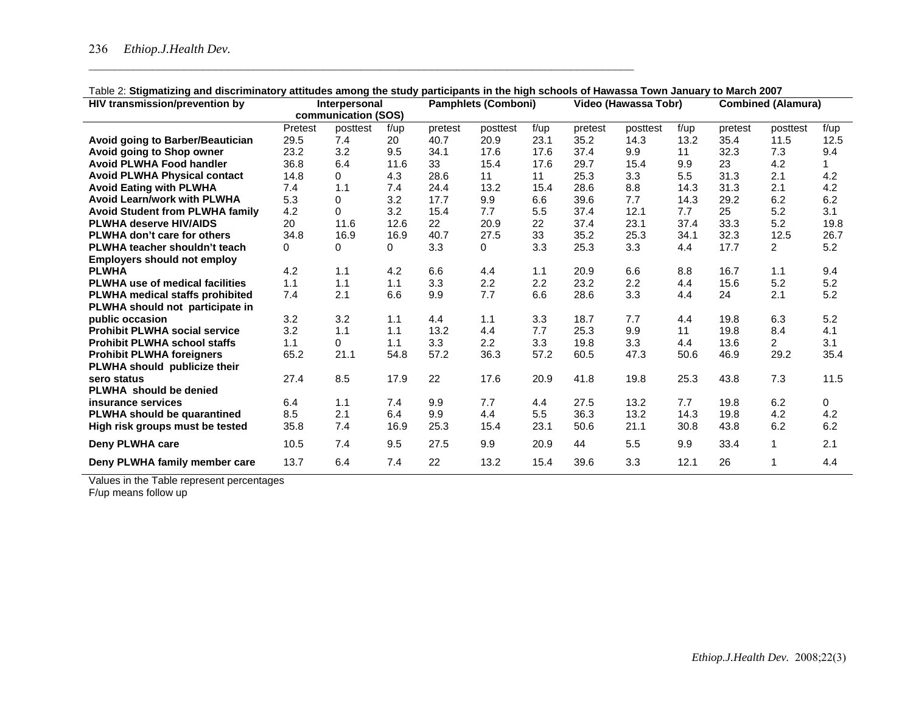Table 2: **Stigmatizing and discriminatory attitudes among the study participants in the high schools of Hawassa Town January to March 2007**

| HIV transmission/prevention by | Interpersonal communication (SOS) | | | Pamphlets (Comboni) | | | Video (Hawassa Tobr) | | | Combined (Alamura) | | |
|---|---|---|---|---|---|---|---|---|---|---|---|---|
| | Pretest | posttest | f/up | pretest | posttest | f/up | pretest | posttest | f/up | pretest | posttest | f/up |
| **Avoid going to Barber/Beautician** | 29.5 | 7.4 | 20 | 40.7 | 20.9 | 23.1 | 35.2 | 14.3 | 13.2 | 35.4 | 11.5 | 12.5 |
| **Avoid going to Shop owner** | 23.2 | 3.2 | 9.5 | 34.1 | 17.6 | 17.6 | 37.4 | 9.9 | 11 | 32.3 | 7.3 | 9.4 |
| **Avoid PLWHA Food handler** | 36.8 | 6.4 | 11.6 | 33 | 15.4 | 17.6 | 29.7 | 15.4 | 9.9 | 23 | 4.2 | 1 |
| **Avoid PLWHA Physical contact** | 14.8 | 0 | 4.3 | 28.6 | 11 | 11 | 25.3 | 3.3 | 5.5 | 31.3 | 2.1 | 4.2 |
| **Avoid Eating with PLWHA** | 7.4 | 1.1 | 7.4 | 24.4 | 13.2 | 15.4 | 28.6 | 8.8 | 14.3 | 31.3 | 2.1 | 4.2 |
| **Avoid Learn/work with PLWHA** | 5.3 | 0 | 3.2 | 17.7 | 9.9 | 6.6 | 39.6 | 7.7 | 14.3 | 29.2 | 6.2 | 6.2 |
| **Avoid Student from PLWHA family** | 4.2 | 0 | 3.2 | 15.4 | 7.7 | 5.5 | 37.4 | 12.1 | 7.7 | 25 | 5.2 | 3.1 |
| **PLWHA deserve HIV/AIDS** | 20 | 11.6 | 12.6 | 22 | 20.9 | 22 | 37.4 | 23.1 | 37.4 | 33.3 | 5.2 | 19.8 |
| **PLWHA don't care for others** | 34.8 | 16.9 | 16.9 | 40.7 | 27.5 | 33 | 35.2 | 25.3 | 34.1 | 32.3 | 12.5 | 26.7 |
| **PLWHA teacher shouldn't teach** | 0 | 0 | 0 | 3.3 | 0 | 3.3 | 25.3 | 3.3 | 4.4 | 17.7 | 2 | 5.2 |
| **Employers should not employ PLWHA** | 4.2 | 1.1 | 4.2 | 6.6 | 4.4 | 1.1 | 20.9 | 6.6 | 8.8 | 16.7 | 1.1 | 9.4 |
| **PLWHA use of medical facilities** | 1.1 | 1.1 | 1.1 | 3.3 | 2.2 | 2.2 | 23.2 | 2.2 | 4.4 | 15.6 | 5.2 | 5.2 |
| **PLWHA medical staffs prohibited** | 7.4 | 2.1 | 6.6 | 9.9 | 7.7 | 6.6 | 28.6 | 3.3 | 4.4 | 24 | 2.1 | 5.2 |
| **PLWHA should not participate in public occasion** | 3.2 | 3.2 | 1.1 | 4.4 | 1.1 | 3.3 | 18.7 | 7.7 | 4.4 | 19.8 | 6.3 | 5.2 |
| **Prohibit PLWHA social service** | 3.2 | 1.1 | 1.1 | 13.2 | 4.4 | 7.7 | 25.3 | 9.9 | 11 | 19.8 | 8.4 | 4.1 |
| **Prohibit PLWHA school staffs** | 1.1 | 0 | 1.1 | 3.3 | 2.2 | 3.3 | 19.8 | 3.3 | 4.4 | 13.6 | 2 | 3.1 |
| **Prohibit PLWHA foreigners** | 65.2 | 21.1 | 54.8 | 57.2 | 36.3 | 57.2 | 60.5 | 47.3 | 50.6 | 46.9 | 29.2 | 35.4 |
| **PLWHA should publicize their sero status** | 27.4 | 8.5 | 17.9 | 22 | 17.6 | 20.9 | 41.8 | 19.8 | 25.3 | 43.8 | 7.3 | 11.5 |
| **PLWHA should be denied insurance services** | 6.4 | 1.1 | 7.4 | 9.9 | 7.7 | 4.4 | 27.5 | 13.2 | 7.7 | 19.8 | 6.2 | 0 |
| **PLWHA should be quarantined** | 8.5 | 2.1 | 6.4 | 9.9 | 4.4 | 5.5 | 36.3 | 13.2 | 14.3 | 19.8 | 4.2 | 4.2 |
| **High risk groups must be tested** | 35.8 | 7.4 | 16.9 | 25.3 | 15.4 | 23.1 | 50.6 | 21.1 | 30.8 | 43.8 | 6.2 | 6.2 |
| **Deny PLWHA care** | 10.5 | 7.4 | 9.5 | 27.5 | 9.9 | 20.9 | 44 | 5.5 | 9.9 | 33.4 | 1 | 2.1 |
| **Deny PLWHA family member care** | 13.7 | 6.4 | 7.4 | 22 | 13.2 | 15.4 | 39.6 | 3.3 | 12.1 | 26 | 1 | 4.4 |

Values in the Table represent percentages
F/up means follow up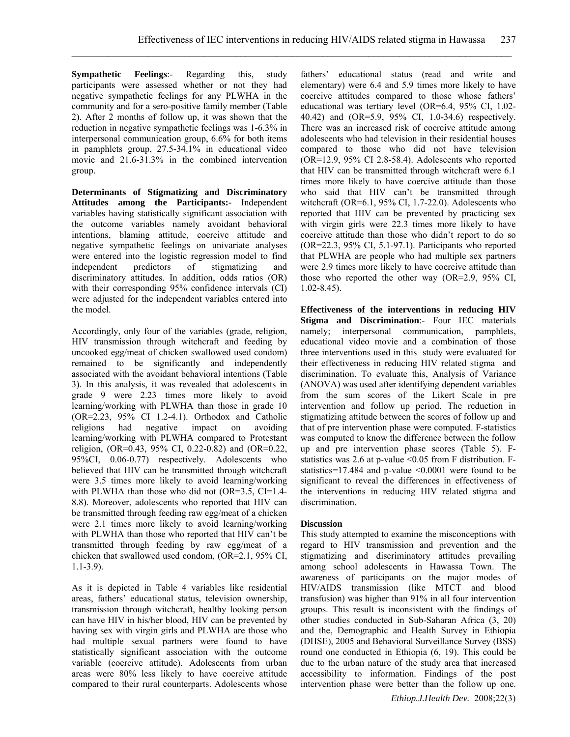**Sympathetic Feelings**:- Regarding this, study participants were assessed whether or not they had negative sympathetic feelings for any PLWHA in the community and for a sero-positive family member (Table 2). After 2 months of follow up, it was shown that the reduction in negative sympathetic feelings was 1-6.3% in interpersonal communication group, 6.6% for both items in pamphlets group, 27.5-34.1% in educational video movie and 21.6-31.3% in the combined intervention group.

**Determinants of Stigmatizing and Discriminatory Attitudes among the Participants:-** Independent variables having statistically significant association with the outcome variables namely avoidant behavioral intentions, blaming attitude, coercive attitude and negative sympathetic feelings on univariate analyses were entered into the logistic regression model to find independent predictors of stigmatizing and discriminatory attitudes. In addition, odds ratios (OR) with their corresponding 95% confidence intervals (CI) were adjusted for the independent variables entered into the model.

Accordingly, only four of the variables (grade, religion, HIV transmission through witchcraft and feeding by uncooked egg/meat of chicken swallowed used condom) remained to be significantly and independently associated with the avoidant behavioral intentions (Table 3). In this analysis, it was revealed that adolescents in grade 9 were 2.23 times more likely to avoid learning/working with PLWHA than those in grade 10 (OR=2.23, 95% CI 1.2-4.1). Orthodox and Catholic religions had negative impact on avoiding learning/working with PLWHA compared to Protestant religion, (OR=0.43, 95% CI, 0.22-0.82) and (OR=0.22, 95%CI, 0.06-0.77) respectively. Adolescents who believed that HIV can be transmitted through witchcraft were 3.5 times more likely to avoid learning/working with PLWHA than those who did not (OR=3.5, CI=1.4-8.8). Moreover, adolescents who reported that HIV can be transmitted through feeding raw egg/meat of a chicken were 2.1 times more likely to avoid learning/working with PLWHA than those who reported that HIV can't be transmitted through feeding by raw egg/meat of a chicken that swallowed used condom, (OR=2.1, 95% CI, 1.1-3.9).

As it is depicted in Table 4 variables like residential areas, fathers' educational status, television ownership, transmission through witchcraft, healthy looking person can have HIV in his/her blood, HIV can be prevented by having sex with virgin girls and PLWHA are those who had multiple sexual partners were found to have statistically significant association with the outcome variable (coercive attitude). Adolescents from urban areas were 80% less likely to have coercive attitude compared to their rural counterparts. Adolescents whose fathers' educational status (read and write and elementary) were 6.4 and 5.9 times more likely to have coercive attitudes compared to those whose fathers' educational was tertiary level (OR=6.4, 95% CI, 1.02-40.42) and (OR=5.9, 95% CI, 1.0-34.6) respectively. There was an increased risk of coercive attitude among adolescents who had television in their residential houses compared to those who did not have television (OR=12.9, 95% CI 2.8-58.4). Adolescents who reported that HIV can be transmitted through witchcraft were 6.1 times more likely to have coercive attitude than those who said that HIV can't be transmitted through witchcraft (OR=6.1, 95% CI, 1.7-22.0). Adolescents who reported that HIV can be prevented by practicing sex with virgin girls were 22.3 times more likely to have coercive attitude than those who didn't report to do so (OR=22.3, 95% CI, 5.1-97.1). Participants who reported that PLWHA are people who had multiple sex partners were 2.9 times more likely to have coercive attitude than those who reported the other way (OR=2.9, 95% CI, 1.02-8.45).

**Effectiveness of the interventions in reducing HIV Stigma and Discrimination**:- Four IEC materials namely; interpersonal communication, pamphlets, educational video movie and a combination of those three interventions used in this study were evaluated for their effectiveness in reducing HIV related stigma and discrimination. To evaluate this, Analysis of Variance (ANOVA) was used after identifying dependent variables from the sum scores of the Likert Scale in pre intervention and follow up period. The reduction in stigmatizing attitude between the scores of follow up and that of pre intervention phase were computed. F-statistics was computed to know the difference between the follow up and pre intervention phase scores (Table 5). F-statistics was 2.6 at p-value $<0.05$ from F distribution. F-statistics=17.484 and p-value $<0.0001$ were found to be significant to reveal the differences in effectiveness of the interventions in reducing HIV related stigma and discrimination.

## Discussion

This study attempted to examine the misconceptions with regard to HIV transmission and prevention and the stigmatizing and discriminatory attitudes prevailing among school adolescents in Hawassa Town. The awareness of participants on the major modes of HIV/AIDS transmission (like MTCT and blood transfusion) was higher than 91% in all four intervention groups. This result is inconsistent with the findings of other studies conducted in Sub-Saharan Africa (3, 20) and the, Demographic and Health Survey in Ethiopia (DHSE), 2005 and Behavioral Surveillance Survey (BSS) round one conducted in Ethiopia (6, 19). This could be due to the urban nature of the study area that increased accessibility to information. Findings of the post intervention phase were better than the follow up one.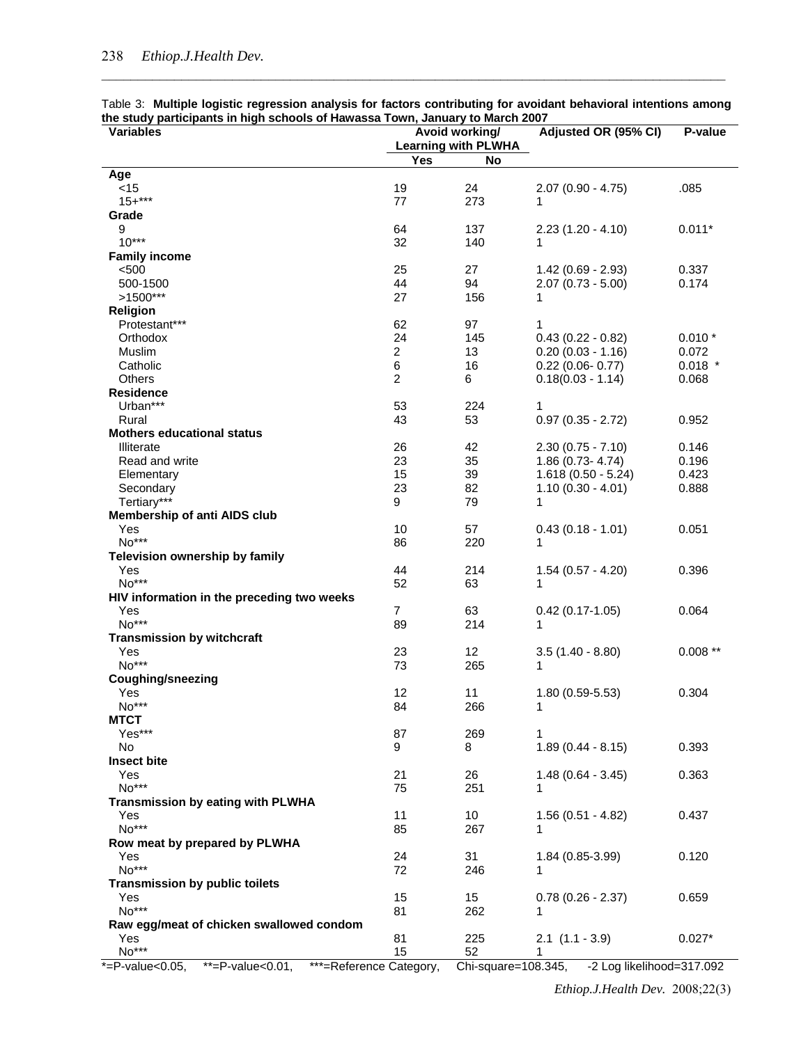Table 3: **Multiple logistic regression analysis for factors contributing for avoidant behavioral intentions among the study participants in high schools of Hawassa Town, January to March 2007**

| Variables | Avoid working/ Learning with PLWHA | | Adjusted OR (95% CI) | P-value |
|---|---|---|---|---|
| | Yes | No | | |
| **Age** | | | | |
| <15 | 19 | 24 | 2.07 (0.90 - 4.75) | .085 |
| 15+*** | 77 | 273 | 1 | |
| **Grade** | | | | |
| 9 | 64 | 137 | 2.23 (1.20 - 4.10) | 0.011* |
| 10*** | 32 | 140 | 1 | |
| **Family income** | | | | |
| <500 | 25 | 27 | 1.42 (0.69 - 2.93) | 0.337 |
| 500-1500 | 44 | 94 | 2.07 (0.73 - 5.00) | 0.174 |
| >1500*** | 27 | 156 | 1 | |
| **Religion** | | | | |
| Protestant*** | 62 | 97 | 1 | |
| Orthodox | 24 | 145 | 0.43 (0.22 - 0.82) | 0.010 * |
| Muslim | 2 | 13 | 0.20 (0.03 - 1.16) | 0.072 |
| Catholic | 6 | 16 | 0.22 (0.06- 0.77) | 0.018 * |
| Others | 2 | 6 | 0.18(0.03 - 1.14) | 0.068 |
| **Residence** | | | | |
| Urban*** | 53 | 224 | 1 | |
| Rural | 43 | 53 | 0.97 (0.35 - 2.72) | 0.952 |
| **Mothers educational status** | | | | |
| Illiterate | 26 | 42 | 2.30 (0.75 - 7.10) | 0.146 |
| Read and write | 23 | 35 | 1.86 (0.73- 4.74) | 0.196 |
| Elementary | 15 | 39 | 1.618 (0.50 - 5.24) | 0.423 |
| Secondary | 23 | 82 | 1.10 (0.30 - 4.01) | 0.888 |
| Tertiary*** | 9 | 79 | 1 | |
| **Membership of anti AIDS club** | | | | |
| Yes | 10 | 57 | 0.43 (0.18 - 1.01) | 0.051 |
| No*** | 86 | 220 | 1 | |
| **Television ownership by family** | | | | |
| Yes | 44 | 214 | 1.54 (0.57 - 4.20) | 0.396 |
| No*** | 52 | 63 | 1 | |
| **HIV information in the preceding two weeks** | | | | |
| Yes | 7 | 63 | 0.42 (0.17-1.05) | 0.064 |
| No*** | 89 | 214 | 1 | |
| **Transmission by witchcraft** | | | | |
| Yes | 23 | 12 | 3.5 (1.40 - 8.80) | 0.008 ** |
| No*** | 73 | 265 | 1 | |
| **Coughing/sneezing** | | | | |
| Yes | 12 | 11 | 1.80 (0.59-5.53) | 0.304 |
| No*** | 84 | 266 | 1 | |
| **MTCT** | | | | |
| Yes*** | 87 | 269 | 1 | |
| No | 9 | 8 | 1.89 (0.44 - 8.15) | 0.393 |
| **Insect bite** | | | | |
| Yes | 21 | 26 | 1.48 (0.64 - 3.45) | 0.363 |
| No*** | 75 | 251 | 1 | |
| **Transmission by eating with PLWHA** | | | | |
| Yes | 11 | 10 | 1.56 (0.51 - 4.82) | 0.437 |
| No*** | 85 | 267 | 1 | |
| **Row meat by prepared by PLWHA** | | | | |
| Yes | 24 | 31 | 1.84 (0.85-3.99) | 0.120 |
| No*** | 72 | 246 | 1 | |
| **Transmission by public toilets** | | | | |
| Yes | 15 | 15 | 0.78 (0.26 - 2.37) | 0.659 |
| No*** | 81 | 262 | 1 | |
| **Raw egg/meat of chicken swallowed condom** | | | | |
| Yes | 81 | 225 | 2.1 (1.1 - 3.9) | 0.027* |
| No*** | 15 | 52 | 1 | |

*=P-value<0.05, **=P-value<0.01, ***=Reference Category, Chi-square=108.345, -2 Log likelihood=317.092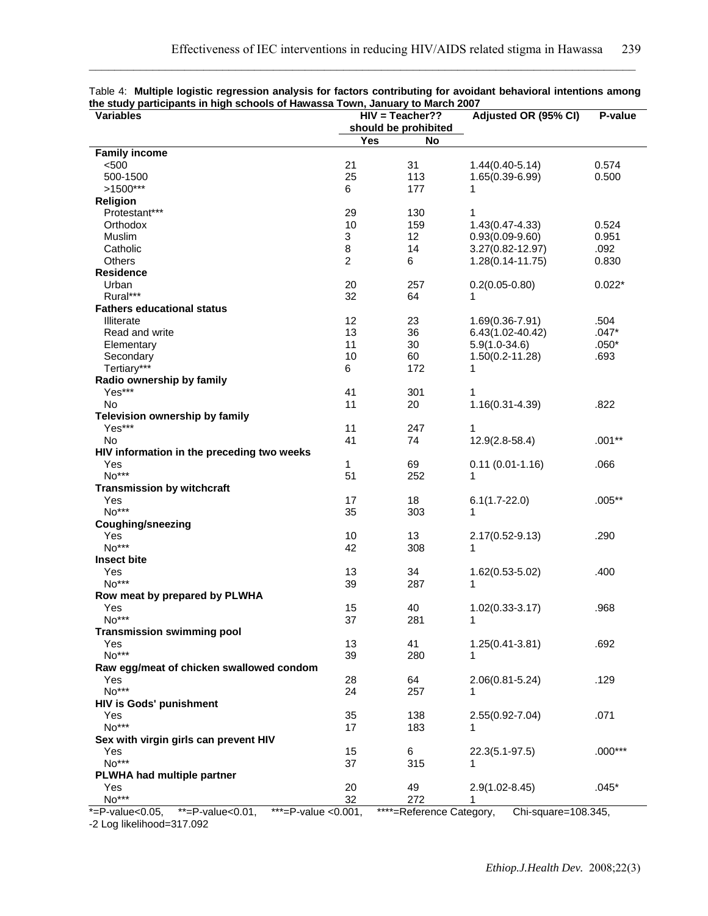Table 4: **Multiple logistic regression analysis for factors contributing for avoidant behavioral intentions among the study participants in high schools of Hawassa Town, January to March 2007**

| Variables | HIV = Teacher?? should be prohibited | | Adjusted OR (95% CI) | P-value |
|---|---|---|---|---|
| | Yes | No | | |
| **Family income** | | | | |
| <500 | 21 | 31 | 1.44(0.40-5.14) | 0.574 |
| 500-1500 | 25 | 113 | 1.65(0.39-6.99) | 0.500 |
| >1500*** | 6 | 177 | 1 | |
| **Religion** | | | | |
| Protestant*** | 29 | 130 | 1 | |
| Orthodox | 10 | 159 | 1.43(0.47-4.33) | 0.524 |
| Muslim | 3 | 12 | 0.93(0.09-9.60) | 0.951 |
| Catholic | 8 | 14 | 3.27(0.82-12.97) | .092 |
| Others | 2 | 6 | 1.28(0.14-11.75) | 0.830 |
| **Residence** | | | | |
| Urban | 20 | 257 | 0.2(0.05-0.80) | 0.022* |
| Rural*** | 32 | 64 | 1 | |
| **Fathers educational status** | | | | |
| Illiterate | 12 | 23 | 1.69(0.36-7.91) | .504 |
| Read and write | 13 | 36 | 6.43(1.02-40.42) | .047* |
| Elementary | 11 | 30 | 5.9(1.0-34.6) | .050* |
| Secondary | 10 | 60 | 1.50(0.2-11.28) | .693 |
| Tertiary*** | 6 | 172 | 1 | |
| **Radio ownership by family** | | | | |
| Yes*** | 41 | 301 | 1 | |
| No | 11 | 20 | 1.16(0.31-4.39) | .822 |
| **Television ownership by family** | | | | |
| Yes*** | 11 | 247 | 1 | |
| No | 41 | 74 | 12.9(2.8-58.4) | .001** |
| **HIV information in the preceding two weeks** | | | | |
| Yes | 1 | 69 | 0.11 (0.01-1.16) | .066 |
| No*** | 51 | 252 | 1 | |
| **Transmission by witchcraft** | | | | |
| Yes | 17 | 18 | 6.1(1.7-22.0) | .005** |
| No*** | 35 | 303 | 1 | |
| **Coughing/sneezing** | | | | |
| Yes | 10 | 13 | 2.17(0.52-9.13) | .290 |
| No*** | 42 | 308 | 1 | |
| **Insect bite** | | | | |
| Yes | 13 | 34 | 1.62(0.53-5.02) | .400 |
| No*** | 39 | 287 | 1 | |
| **Row meat by prepared by PLWHA** | | | | |
| Yes | 15 | 40 | 1.02(0.33-3.17) | .968 |
| No*** | 37 | 281 | 1 | |
| **Transmission swimming pool** | | | | |
| Yes | 13 | 41 | 1.25(0.41-3.81) | .692 |
| No*** | 39 | 280 | 1 | |
| **Raw egg/meat of chicken swallowed condom** | | | | |
| Yes | 28 | 64 | 2.06(0.81-5.24) | .129 |
| No*** | 24 | 257 | 1 | |
| **HIV is Gods' punishment** | | | | |
| Yes | 35 | 138 | 2.55(0.92-7.04) | .071 |
| No*** | 17 | 183 | 1 | |
| **Sex with virgin girls can prevent HIV** | | | | |
| Yes | 15 | 6 | 22.3(5.1-97.5) | .000*** |
| No*** | 37 | 315 | 1 | |
| **PLWHA had multiple partner** | | | | |
| Yes | 20 | 49 | 2.9(1.02-8.45) | .045* |
| No*** | 32 | 272 | 1 | |

*=P-value<0.05, **=P-value<0.01, ***=P-value <0.001, ****=Reference Category, Chi-square=108.345, -2 Log likelihood=317.092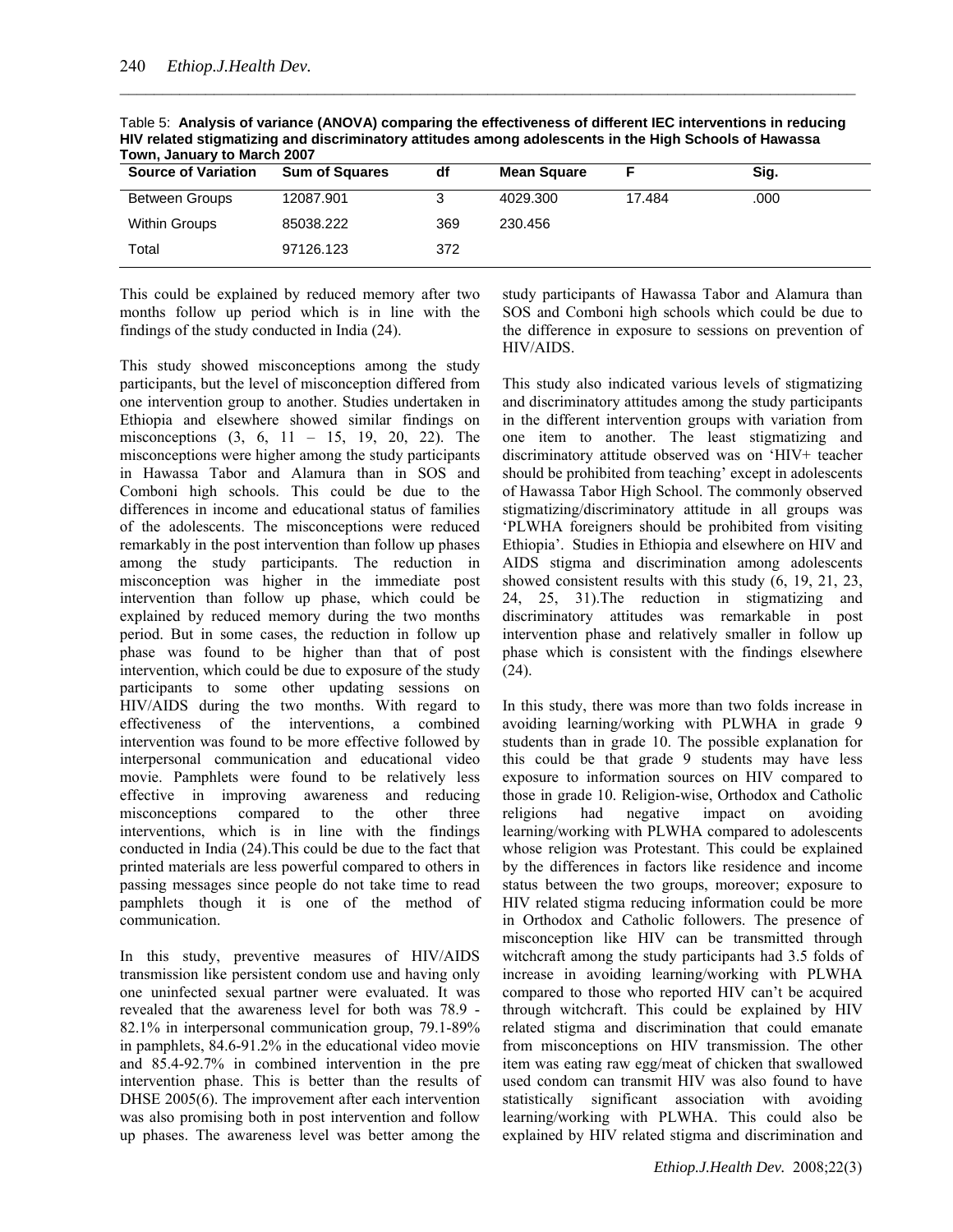Table 5: **Analysis of variance (ANOVA) comparing the effectiveness of different IEC interventions in reducing HIV related stigmatizing and discriminatory attitudes among adolescents in the High Schools of Hawassa Town, January to March 2007**

| Source of Variation | Sum of Squares | df | Mean Square | F | Sig. |
|---|---|---|---|---|---|
| Between Groups | 12087.901 | 3 | 4029.300 | 17.484 | .000 |
| Within Groups | 85038.222 | 369 | 230.456 | | |
| Total | 97126.123 | 372 | | | |

This could be explained by reduced memory after two months follow up period which is in line with the findings of the study conducted in India (24).

This study showed misconceptions among the study participants, but the level of misconception differed from one intervention group to another. Studies undertaken in Ethiopia and elsewhere showed similar findings on misconceptions (3, 6, 11 – 15, 19, 20, 22). The misconceptions were higher among the study participants in Hawassa Tabor and Alamura than in SOS and Comboni high schools. This could be due to the differences in income and educational status of families of the adolescents. The misconceptions were reduced remarkably in the post intervention than follow up phases among the study participants. The reduction in misconception was higher in the immediate post intervention than follow up phase, which could be explained by reduced memory during the two months period. But in some cases, the reduction in follow up phase was found to be higher than that of post intervention, which could be due to exposure of the study participants to some other updating sessions on HIV/AIDS during the two months. With regard to effectiveness of the interventions, a combined intervention was found to be more effective followed by interpersonal communication and educational video movie. Pamphlets were found to be relatively less effective in improving awareness and reducing misconceptions compared to the other three interventions, which is in line with the findings conducted in India (24).This could be due to the fact that printed materials are less powerful compared to others in passing messages since people do not take time to read pamphlets though it is one of the method of communication.

In this study, preventive measures of HIV/AIDS transmission like persistent condom use and having only one uninfected sexual partner were evaluated. It was revealed that the awareness level for both was 78.9 - 82.1% in interpersonal communication group, 79.1-89% in pamphlets, 84.6-91.2% in the educational video movie and 85.4-92.7% in combined intervention in the pre intervention phase. This is better than the results of DHSE 2005(6). The improvement after each intervention was also promising both in post intervention and follow up phases. The awareness level was better among the study participants of Hawassa Tabor and Alamura than SOS and Comboni high schools which could be due to the difference in exposure to sessions on prevention of HIV/AIDS.

This study also indicated various levels of stigmatizing and discriminatory attitudes among the study participants in the different intervention groups with variation from one item to another. The least stigmatizing and discriminatory attitude observed was on 'HIV+ teacher should be prohibited from teaching' except in adolescents of Hawassa Tabor High School. The commonly observed stigmatizing/discriminatory attitude in all groups was 'PLWHA foreigners should be prohibited from visiting Ethiopia'. Studies in Ethiopia and elsewhere on HIV and AIDS stigma and discrimination among adolescents showed consistent results with this study (6, 19, 21, 23, 24, 25, 31).The reduction in stigmatizing and discriminatory attitudes was remarkable in post intervention phase and relatively smaller in follow up phase which is consistent with the findings elsewhere (24).

In this study, there was more than two folds increase in avoiding learning/working with PLWHA in grade 9 students than in grade 10. The possible explanation for this could be that grade 9 students may have less exposure to information sources on HIV compared to those in grade 10. Religion-wise, Orthodox and Catholic religions had negative impact on avoiding learning/working with PLWHA compared to adolescents whose religion was Protestant. This could be explained by the differences in factors like residence and income status between the two groups, moreover; exposure to HIV related stigma reducing information could be more in Orthodox and Catholic followers. The presence of misconception like HIV can be transmitted through witchcraft among the study participants had 3.5 folds of increase in avoiding learning/working with PLWHA compared to those who reported HIV can't be acquired through witchcraft. This could be explained by HIV related stigma and discrimination that could emanate from misconceptions on HIV transmission. The other item was eating raw egg/meat of chicken that swallowed used condom can transmit HIV was also found to have statistically significant association with avoiding learning/working with PLWHA. This could also be explained by HIV related stigma and discrimination and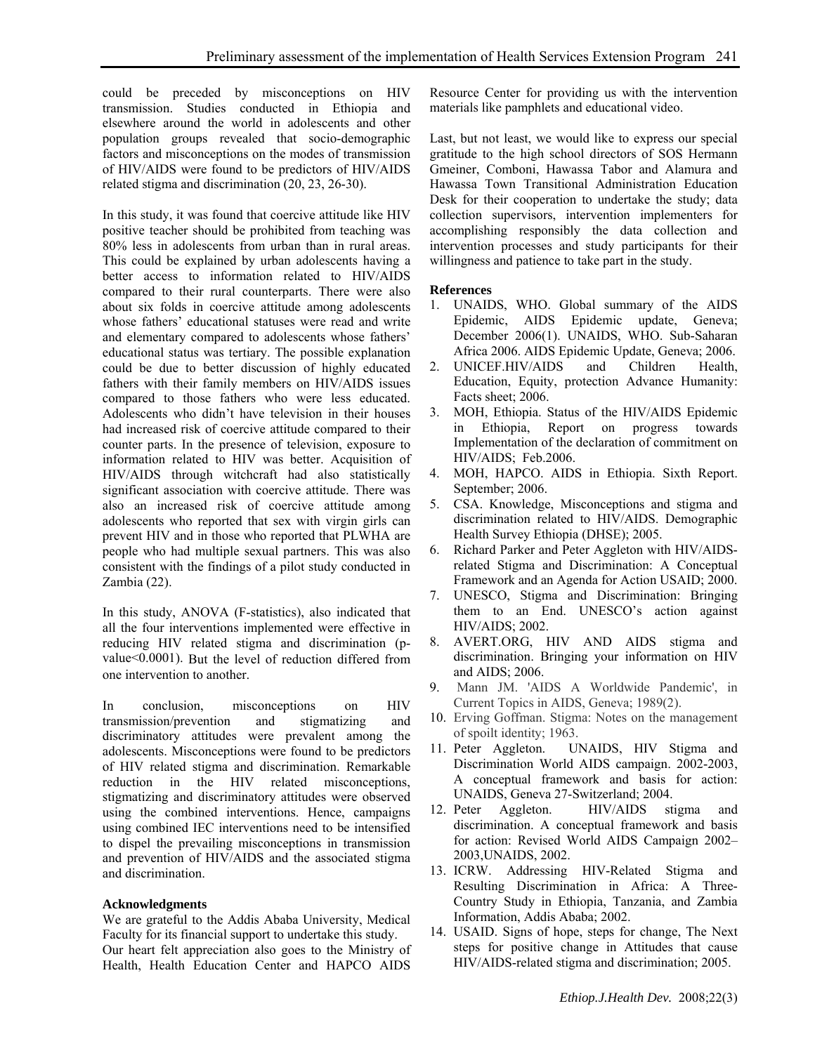could be preceded by misconceptions on HIV transmission. Studies conducted in Ethiopia and elsewhere around the world in adolescents and other population groups revealed that socio-demographic factors and misconceptions on the modes of transmission of HIV/AIDS were found to be predictors of HIV/AIDS related stigma and discrimination (20, 23, 26-30).

In this study, it was found that coercive attitude like HIV positive teacher should be prohibited from teaching was 80% less in adolescents from urban than in rural areas. This could be explained by urban adolescents having a better access to information related to HIV/AIDS compared to their rural counterparts. There were also about six folds in coercive attitude among adolescents whose fathers' educational statuses were read and write and elementary compared to adolescents whose fathers' educational status was tertiary. The possible explanation could be due to better discussion of highly educated fathers with their family members on HIV/AIDS issues compared to those fathers who were less educated. Adolescents who didn't have television in their houses had increased risk of coercive attitude compared to their counter parts. In the presence of television, exposure to information related to HIV was better. Acquisition of HIV/AIDS through witchcraft had also statistically significant association with coercive attitude. There was also an increased risk of coercive attitude among adolescents who reported that sex with virgin girls can prevent HIV and in those who reported that PLWHA are people who had multiple sexual partners. This was also consistent with the findings of a pilot study conducted in Zambia (22).

In this study, ANOVA (F-statistics), also indicated that all the four interventions implemented were effective in reducing HIV related stigma and discrimination (p-value<0.0001). But the level of reduction differed from one intervention to another.

In conclusion, misconceptions on HIV transmission/prevention and stigmatizing and discriminatory attitudes were prevalent among the adolescents. Misconceptions were found to be predictors of HIV related stigma and discrimination. Remarkable reduction in the HIV related misconceptions, stigmatizing and discriminatory attitudes were observed using the combined interventions. Hence, campaigns using combined IEC interventions need to be intensified to dispel the prevailing misconceptions in transmission and prevention of HIV/AIDS and the associated stigma and discrimination.

**Acknowledgments**

We are grateful to the Addis Ababa University, Medical Faculty for its financial support to undertake this study.
Our heart felt appreciation also goes to the Ministry of Health, Health Education Center and HAPCO AIDS Resource Center for providing us with the intervention materials like pamphlets and educational video.

Last, but not least, we would like to express our special gratitude to the high school directors of SOS Hermann Gmeiner, Comboni, Hawassa Tabor and Alamura and Hawassa Town Transitional Administration Education Desk for their cooperation to undertake the study; data collection supervisors, intervention implementers for accomplishing responsibly the data collection and intervention processes and study participants for their willingness and patience to take part in the study.

**References**

1. UNAIDS, WHO. Global summary of the AIDS Epidemic, AIDS Epidemic update, Geneva; December 2006(1). UNAIDS, WHO. Sub-Saharan Africa 2006. AIDS Epidemic Update, Geneva; 2006.
2. UNICEF.HIV/AIDS and Children Health, Education, Equity, protection Advance Humanity: Facts sheet; 2006.
3. MOH, Ethiopia. Status of the HIV/AIDS Epidemic in Ethiopia, Report on progress towards Implementation of the declaration of commitment on HIV/AIDS; Feb.2006.
4. MOH, HAPCO. AIDS in Ethiopia. Sixth Report. September; 2006.
5. CSA. Knowledge, Misconceptions and stigma and discrimination related to HIV/AIDS. Demographic Health Survey Ethiopia (DHSE); 2005.
6. Richard Parker and Peter Aggleton with HIV/AIDS-related Stigma and Discrimination: A Conceptual Framework and an Agenda for Action USAID; 2000.
7. UNESCO, Stigma and Discrimination: Bringing them to an End. UNESCO's action against HIV/AIDS; 2002.
8. AVERT.ORG, HIV AND AIDS stigma and discrimination. Bringing your information on HIV and AIDS; 2006.
9. Mann JM. 'AIDS A Worldwide Pandemic', in Current Topics in AIDS, Geneva; 1989(2).
10. Erving Goffman. Stigma: Notes on the management of spoilt identity; 1963.
11. Peter Aggleton. UNAIDS, HIV Stigma and Discrimination World AIDS campaign. 2002-2003, A conceptual framework and basis for action: UNAIDS, Geneva 27-Switzerland; 2004.
12. Peter Aggleton. HIV/AIDS stigma and discrimination. A conceptual framework and basis for action: Revised World AIDS Campaign 2002–2003,UNAIDS, 2002.
13. ICRW. Addressing HIV-Related Stigma and Resulting Discrimination in Africa: A Three-Country Study in Ethiopia, Tanzania, and Zambia Information, Addis Ababa; 2002.
14. USAID. Signs of hope, steps for change, The Next steps for positive change in Attitudes that cause HIV/AIDS-related stigma and discrimination; 2005.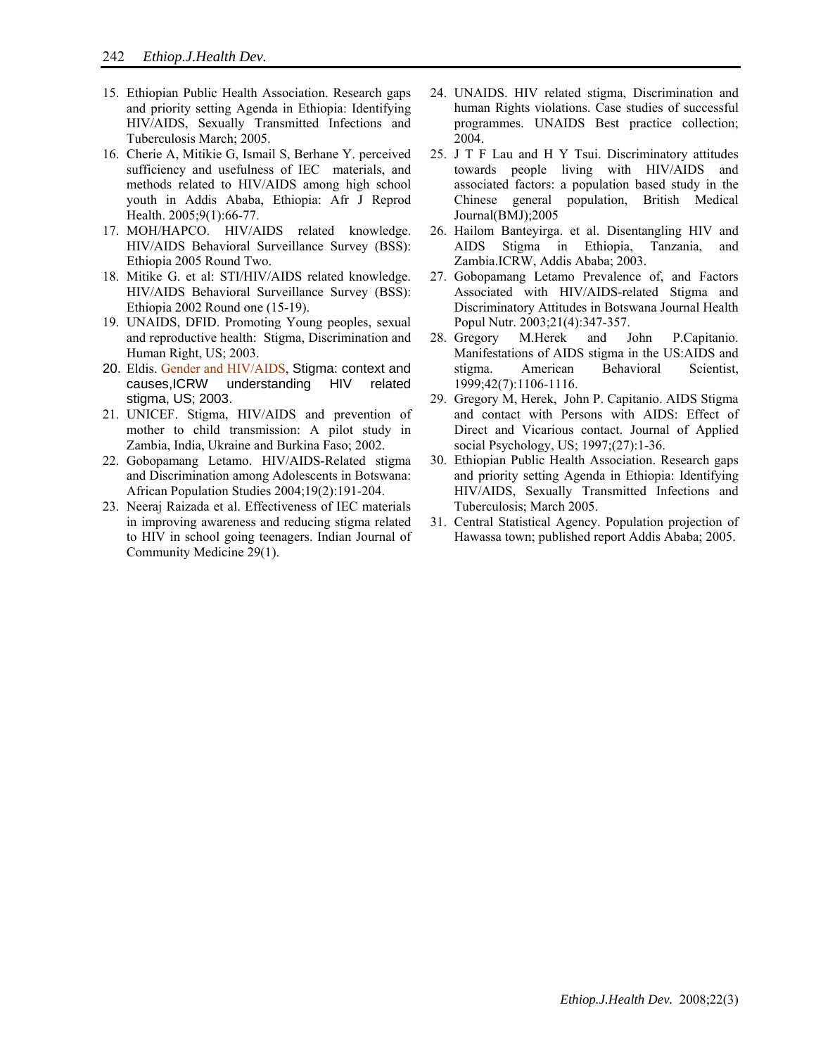15. Ethiopian Public Health Association. Research gaps and priority setting Agenda in Ethiopia: Identifying HIV/AIDS, Sexually Transmitted Infections and Tuberculosis March; 2005.
16. Cherie A, Mitikie G, Ismail S, Berhane Y. perceived sufficiency and usefulness of IEC materials, and methods related to HIV/AIDS among high school youth in Addis Ababa, Ethiopia: Afr J Reprod Health. 2005;9(1):66-77.
17. MOH/HAPCO. HIV/AIDS related knowledge. HIV/AIDS Behavioral Surveillance Survey (BSS): Ethiopia 2005 Round Two.
18. Mitike G. et al: STI/HIV/AIDS related knowledge. HIV/AIDS Behavioral Surveillance Survey (BSS): Ethiopia 2002 Round one (15-19).
19. UNAIDS, DFID. Promoting Young peoples, sexual and reproductive health: Stigma, Discrimination and Human Right, US; 2003.
20. Eldis. Gender and HIV/AIDS, Stigma: context and causes,ICRW understanding HIV related stigma, US; 2003.
21. UNICEF. Stigma, HIV/AIDS and prevention of mother to child transmission: A pilot study in Zambia, India, Ukraine and Burkina Faso; 2002.
22. Gobopamang Letamo. HIV/AIDS-Related stigma and Discrimination among Adolescents in Botswana: African Population Studies 2004;19(2):191-204.
23. Neeraj Raizada et al. Effectiveness of IEC materials in improving awareness and reducing stigma related to HIV in school going teenagers. Indian Journal of Community Medicine 29(1).
24. UNAIDS. HIV related stigma, Discrimination and human Rights violations. Case studies of successful programmes. UNAIDS Best practice collection; 2004.
25. J T F Lau and H Y Tsui. Discriminatory attitudes towards people living with HIV/AIDS and associated factors: a population based study in the Chinese general population, British Medical Journal(BMJ);2005
26. Hailom Banteyirga. et al. Disentangling HIV and AIDS Stigma in Ethiopia, Tanzania, and Zambia.ICRW, Addis Ababa; 2003.
27. Gobopamang Letamo Prevalence of, and Factors Associated with HIV/AIDS-related Stigma and Discriminatory Attitudes in Botswana Journal Health Popul Nutr. 2003;21(4):347-357.
28. Gregory M.Herek and John P.Capitanio. Manifestations of AIDS stigma in the US:AIDS and stigma. American Behavioral Scientist, 1999;42(7):1106-1116.
29. Gregory M, Herek, John P. Capitanio. AIDS Stigma and contact with Persons with AIDS: Effect of Direct and Vicarious contact. Journal of Applied social Psychology, US; 1997;(27):1-36.
30. Ethiopian Public Health Association. Research gaps and priority setting Agenda in Ethiopia: Identifying HIV/AIDS, Sexually Transmitted Infections and Tuberculosis; March 2005.
31. Central Statistical Agency. Population projection of Hawassa town; published report Addis Ababa; 2005.